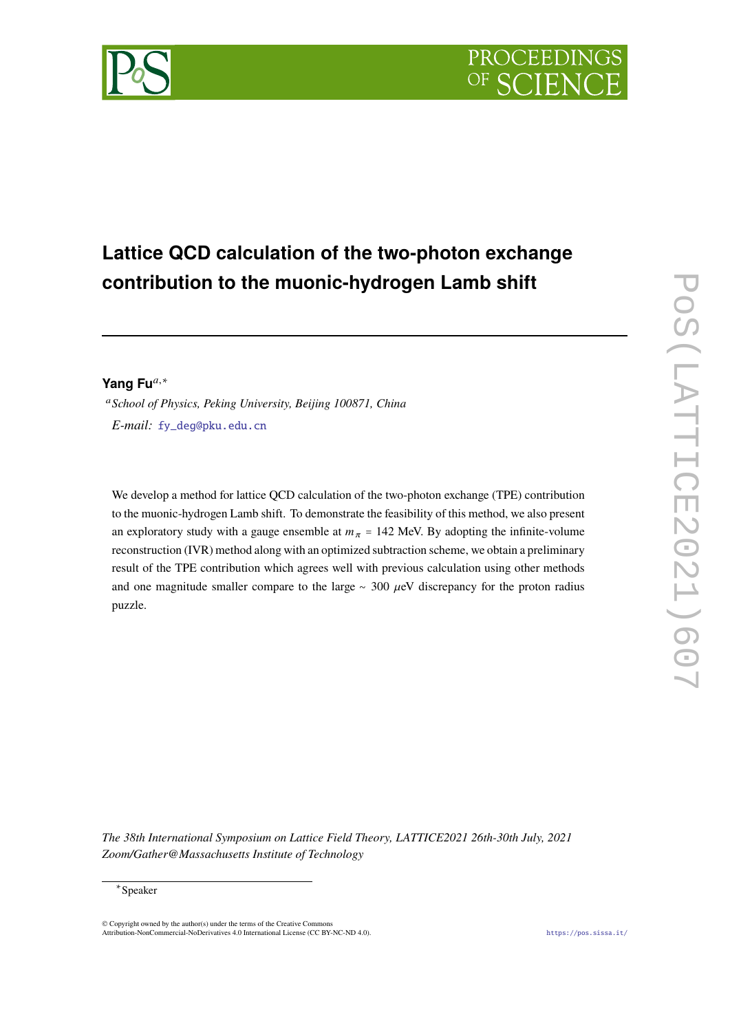# Lattice QCD calculation of the two-photon exchange contribution to the muonic-hydrogen Lamb shift

**Yang Fu**[a,*]

[a] *School of Physics, Peking University, Beijing 100871, China*

*E-mail:* fy_deg@pku.edu.cn

We develop a method for lattice QCD calculation of the two-photon exchange (TPE) contribution to the muonic-hydrogen Lamb shift. To demonstrate the feasibility of this method, we also present an exploratory study with a gauge ensemble at $m_\pi = 142$ MeV. By adopting the infinite-volume reconstruction (IVR) method along with an optimized subtraction scheme, we obtain a preliminary result of the TPE contribution which agrees well with previous calculation using other methods and one magnitude smaller compare to the large $\sim 300$ $\mu$eV discrepancy for the proton radius puzzle.

*The 38th International Symposium on Lattice Field Theory, LATTICE2021 26th-30th July, 2021 Zoom/Gather@Massachusetts Institute of Technology*

[*] Speaker

© Copyright owned by the author(s) under the terms of the Creative Commons Attribution-NonCommercial-NoDerivatives 4.0 International License (CC BY-NC-ND 4.0).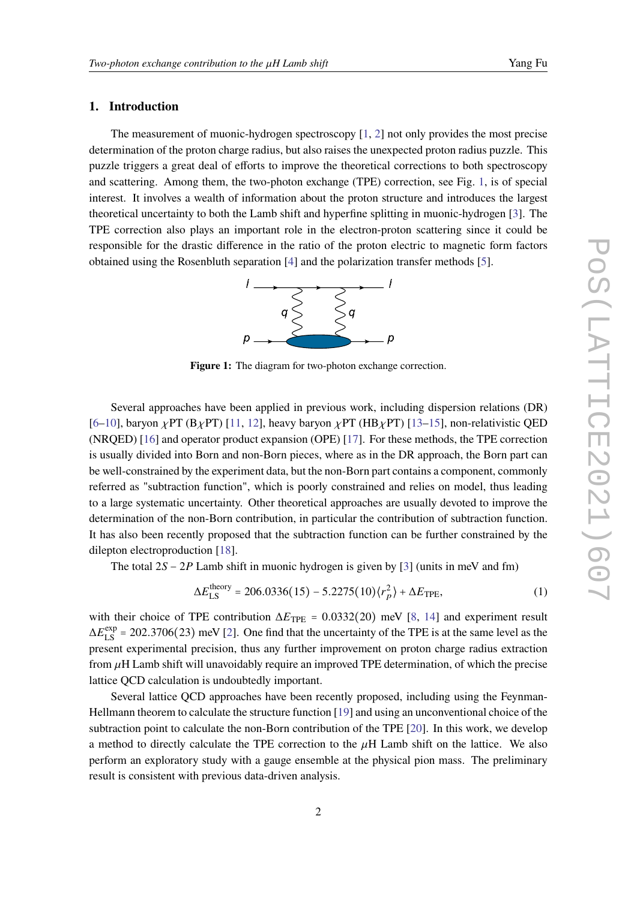## 1. Introduction

The measurement of muonic-hydrogen spectroscopy [1, 2] not only provides the most precise determination of the proton charge radius, but also raises the unexpected proton radius puzzle. This puzzle triggers a great deal of efforts to improve the theoretical corrections to both spectroscopy and scattering. Among them, the two-photon exchange (TPE) correction, see Fig. 1, is of special interest. It involves a wealth of information about the proton structure and introduces the largest theoretical uncertainty to both the Lamb shift and hyperfine splitting in muonic-hydrogen [3]. The TPE correction also plays an important role in the electron-proton scattering since it could be responsible for the drastic difference in the ratio of the proton electric to magnetic form factors obtained using the Rosenbluth separation [4] and the polarization transfer methods [5].

**Figure 1:** The diagram for two-photon exchange correction.

Several approaches have been applied in previous work, including dispersion relations (DR) [6–10], baryon $\chi$PT (B$\chi$PT) [11, 12], heavy baryon $\chi$PT (HB$\chi$PT) [13–15], non-relativistic QED (NRQED) [16] and operator product expansion (OPE) [17]. For these methods, the TPE correction is usually divided into Born and non-Born pieces, where as in the DR approach, the Born part can be well-constrained by the experiment data, but the non-Born part contains a component, commonly referred as "subtraction function", which is poorly constrained and relies on model, thus leading to a large systematic uncertainty. Other theoretical approaches are usually devoted to improve the determination of the non-Born contribution, in particular the contribution of subtraction function. It has also been recently proposed that the subtraction function can be further constrained by the dilepton electroproduction [18].

The total $2S-2P$ Lamb shift in muonic hydrogen is given by [3] (units in meV and fm)

$$\Delta E_{\rm LS}^{\rm theory} = 206.0336(15) - 5.2275(10)\langle r_p^2\rangle + \Delta E_{\rm TPE}, \tag{1}$$

with their choice of TPE contribution $\Delta E_{\rm TPE} = 0.0332(20)$ meV [8, 14] and experiment result $\Delta E_{\rm LS}^{\rm exp} = 202.3706(23)$ meV [2]. One find that the uncertainty of the TPE is at the same level as the present experimental precision, thus any further improvement on proton charge radius extraction from $\mu$H Lamb shift will unavoidably require an improved TPE determination, of which the precise lattice QCD calculation is undoubtedly important.

Several lattice QCD approaches have been recently proposed, including using the Feynman-Hellmann theorem to calculate the structure function [19] and using an unconventional choice of the subtraction point to calculate the non-Born contribution of the TPE [20]. In this work, we develop a method to directly calculate the TPE correction to the $\mu$H Lamb shift on the lattice. We also perform an exploratory study with a gauge ensemble at the physical pion mass. The preliminary result is consistent with previous data-driven analysis.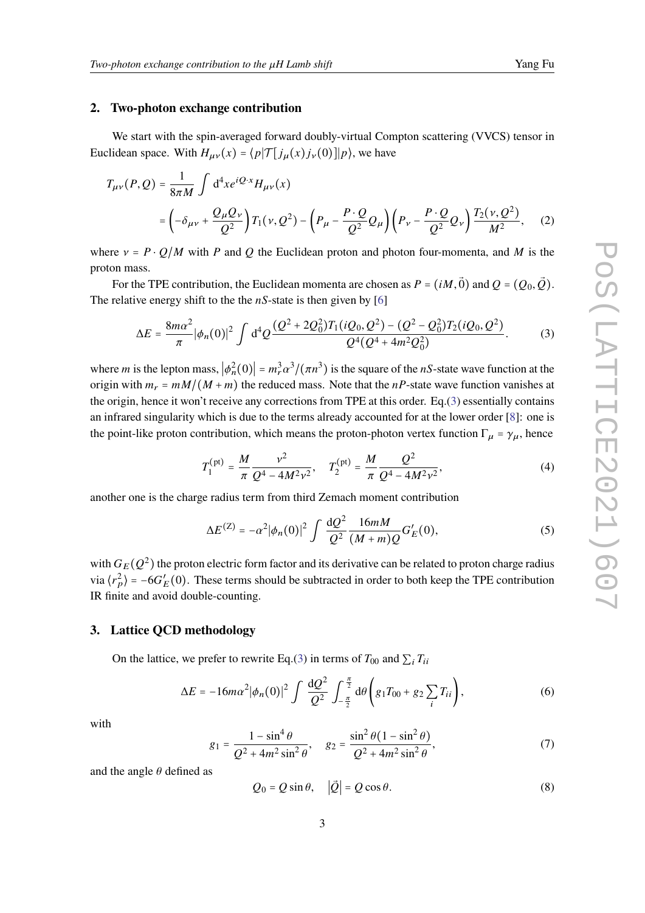## 2. Two-photon exchange contribution

We start with the spin-averaged forward doubly-virtual Compton scattering (VVCS) tensor in Euclidean space. With $H_{\mu\nu}(x) = \langle p|\mathcal{T}[j_\mu(x)j_\nu(0)]|p\rangle$, we have

$$
\begin{aligned}
T_{\mu\nu}(P,Q) &= \frac{1}{8\pi M}\int \mathrm{d}^4x e^{iQ\cdot x} H_{\mu\nu}(x) \\
&= \left(-\delta_{\mu\nu} + \frac{Q_\mu Q_\nu}{Q^2}\right) T_1(\nu, Q^2) - \left(P_\mu - \frac{P\cdot Q}{Q^2}Q_\mu\right)\left(P_\nu - \frac{P\cdot Q}{Q^2}Q_\nu\right)\frac{T_2(\nu,Q^2)}{M^2}, \quad (2)
\end{aligned}
$$

where $\nu = P\cdot Q/M$ with $P$ and $Q$ the Euclidean proton and photon four-momenta, and $M$ is the proton mass.

For the TPE contribution, the Euclidean momenta are chosen as $P = (iM, \vec{0})$ and $Q = (Q_0, \vec{Q})$. The relative energy shift to the the $nS$-state is then given by [6]

$$
\Delta E = \frac{8m\alpha^2}{\pi}|\phi_n(0)|^2 \int \mathrm{d}^4Q \frac{(Q^2 + 2Q_0^2)T_1(iQ_0, Q^2) - (Q^2 - Q_0^2)T_2(iQ_0, Q^2)}{Q^4(Q^4 + 4m^2Q_0^2)}. \quad (3)
$$

where $m$ is the lepton mass, $\left|\phi_n^2(0)\right| = m_r^3\alpha^3/(\pi n^3)$ is the square of the $nS$-state wave function at the origin with $m_r = mM/(M+m)$ the reduced mass. Note that the $nP$-state wave function vanishes at the origin, hence it won't receive any corrections from TPE at this order. Eq.(3) essentially contains an infrared singularity which is due to the terms already accounted for at the lower order [8]: one is the point-like proton contribution, which means the proton-photon vertex function $\Gamma_\mu = \gamma_\mu$, hence

$$
T_1^{(\mathrm{pt})} = \frac{M}{\pi}\frac{\nu^2}{Q^4 - 4M^2\nu^2}, \quad T_2^{(\mathrm{pt})} = \frac{M}{\pi}\frac{Q^2}{Q^4 - 4M^2\nu^2}, \quad (4)
$$

another one is the charge radius term from third Zemach moment contribution

$$
\Delta E^{(\mathrm{Z})} = -\alpha^2|\phi_n(0)|^2 \int \frac{\mathrm{d}Q^2}{Q^2}\frac{16mM}{(M+m)Q}G_E'(0), \quad (5)
$$

with $G_E(Q^2)$ the proton electric form factor and its derivative can be related to proton charge radius via $\langle r_p^2\rangle = -6G_E'(0)$. These terms should be subtracted in order to both keep the TPE contribution IR finite and avoid double-counting.

## 3. Lattice QCD methodology

On the lattice, we prefer to rewrite Eq.(3) in terms of $T_{00}$ and $\sum_i T_{ii}$

$$
\Delta E = -16m\alpha^2|\phi_n(0)|^2 \int \frac{\mathrm{d}Q^2}{Q^2}\int_{-\frac{\pi}{2}}^{\frac{\pi}{2}} \mathrm{d}\theta \left(g_1 T_{00} + g_2\sum_i T_{ii}\right), \quad (6)
$$

with

$$
g_1 = \frac{1-\sin^4\theta}{Q^2 + 4m^2\sin^2\theta}, \quad g_2 = \frac{\sin^2\theta(1-\sin^2\theta)}{Q^2+4m^2\sin^2\theta}, \quad (7)
$$

and the angle $\theta$ defined as

$$
Q_0 = Q\sin\theta, \quad \left|\vec{Q}\right| = Q\cos\theta. \quad (8)
$$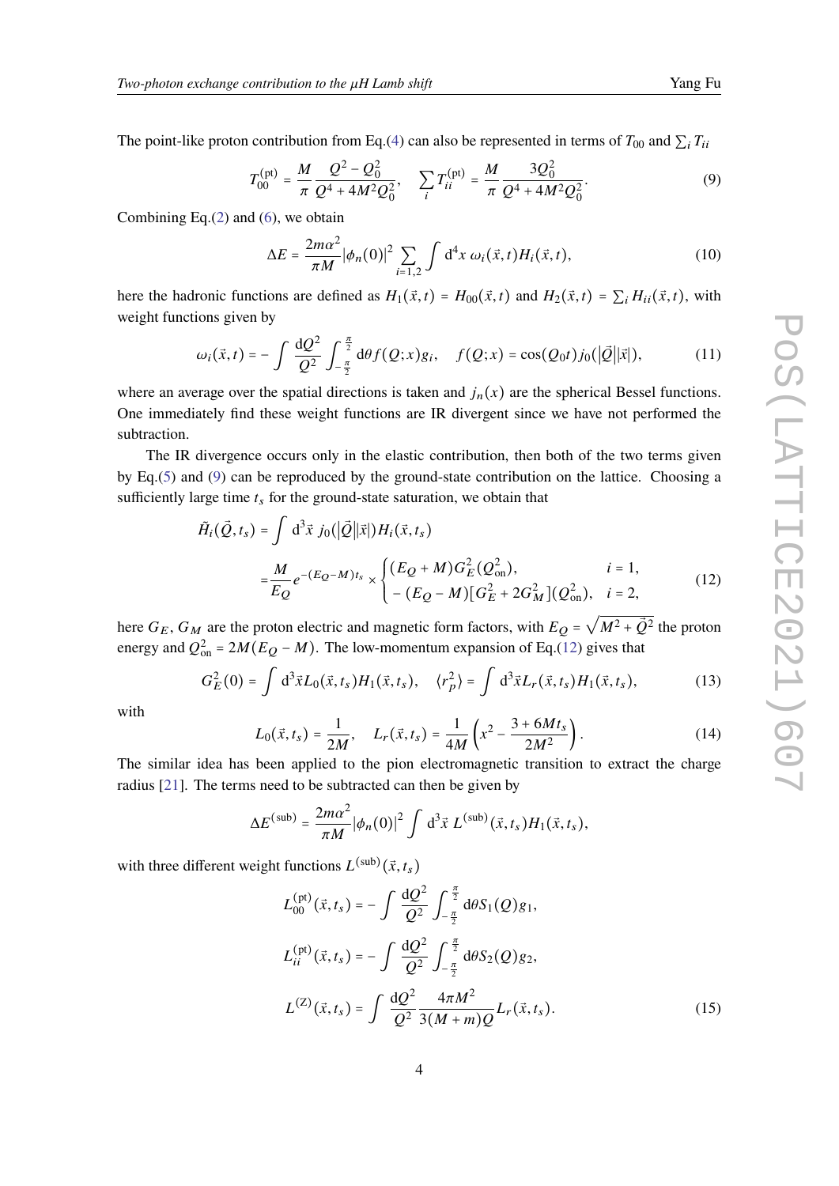The point-like proton contribution from Eq.(4) can also be represented in terms of $T_{00}$ and $\sum_i T_{ii}$

$$
T_{00}^{(\mathrm{pt})} = \frac{M}{\pi}\frac{Q^2 - Q_0^2}{Q^4 + 4M^2 Q_0^2}, \quad \sum_i T_{ii}^{(\mathrm{pt})} = \frac{M}{\pi}\frac{3Q_0^2}{Q^4 + 4M^2 Q_0^2}. \tag{9}
$$

Combining Eq.(2) and (6), we obtain

$$
\Delta E = \frac{2m\alpha^2}{\pi M}|\phi_n(0)|^2 \sum_{i=1,2} \int \mathrm{d}^4 x\ \omega_i(\vec{x},t) H_i(\vec{x},t), \tag{10}
$$

here the hadronic functions are defined as $H_1(\vec{x},t) = H_{00}(\vec{x},t)$ and $H_2(\vec{x},t) = \sum_i H_{ii}(\vec{x},t)$, with weight functions given by

$$
\omega_i(\vec{x},t) = -\int \frac{\mathrm{d}Q^2}{Q^2}\int_{-\frac{\pi}{2}}^{\frac{\pi}{2}} \mathrm{d}\theta f(Q;x) g_i, \quad f(Q;x) = \cos(Q_0 t) j_0(|\vec{Q}||\vec{x}|), \tag{11}
$$

where an average over the spatial directions is taken and $j_n(x)$ are the spherical Bessel functions. One immediately find these weight functions are IR divergent since we have not performed the subtraction.

The IR divergence occurs only in the elastic contribution, then both of the two terms given by Eq.(5) and (9) can be reproduced by the ground-state contribution on the lattice. Choosing a sufficiently large time $t_s$ for the ground-state saturation, we obtain that

$$
\begin{aligned}
\tilde{H}_i(\vec{Q},t_s) &= \int \mathrm{d}^3\vec{x}\ j_0(|\vec{Q}||\vec{x}|) H_i(\vec{x},t_s) \\
&= \frac{M}{E_Q} e^{-(E_Q - M)t_s} \times \begin{cases} (E_Q + M) G_E^2(Q_{\mathrm{on}}^2), & i = 1, \\ -(E_Q - M)[G_E^2 + 2G_M^2](Q_{\mathrm{on}}^2), & i = 2, \end{cases}
\end{aligned} \tag{12}
$$

here $G_E, G_M$ are the proton electric and magnetic form factors, with $E_Q = \sqrt{M^2 + \vec{Q}^2}$ the proton energy and $Q_{\mathrm{on}}^2 = 2M(E_Q - M)$. The low-momentum expansion of Eq.(12) gives that

$$
G_E^2(0) = \int \mathrm{d}^3\vec{x} L_0(\vec{x},t_s) H_1(\vec{x},t_s), \quad \langle r_p^2 \rangle = \int \mathrm{d}^3\vec{x} L_r(\vec{x},t_s) H_1(\vec{x},t_s), \tag{13}
$$

with

$$
L_0(\vec{x},t_s) = \frac{1}{2M}, \quad L_r(\vec{x},t_s) = \frac{1}{4M}\left(x^2 - \frac{3 + 6Mt_s}{2M^2}\right). \tag{14}
$$

The similar idea has been applied to the pion electromagnetic transition to extract the charge radius [21]. The terms need to be subtracted can then be given by

$$
\Delta E^{(\mathrm{sub})} = \frac{2m\alpha^2}{\pi M}|\phi_n(0)|^2 \int \mathrm{d}^3\vec{x}\ L^{(\mathrm{sub})}(\vec{x},t_s) H_1(\vec{x},t_s),
$$

with three different weight functions $L^{(\mathrm{sub})}(\vec{x},t_s)$

$$
\begin{aligned}
L_{00}^{(\mathrm{pt})}(\vec{x},t_s) &= -\int \frac{\mathrm{d}Q^2}{Q^2}\int_{-\frac{\pi}{2}}^{\frac{\pi}{2}} \mathrm{d}\theta S_1(Q) g_1, \\
L_{ii}^{(\mathrm{pt})}(\vec{x},t_s) &= -\int \frac{\mathrm{d}Q^2}{Q^2}\int_{-\frac{\pi}{2}}^{\frac{\pi}{2}} \mathrm{d}\theta S_2(Q) g_2, \\
L^{(\mathrm{Z})}(\vec{x},t_s) &= \int \frac{\mathrm{d}Q^2}{Q^2}\frac{4\pi M^2}{3(M+m)Q} L_r(\vec{x},t_s).
\end{aligned} \tag{15}
$$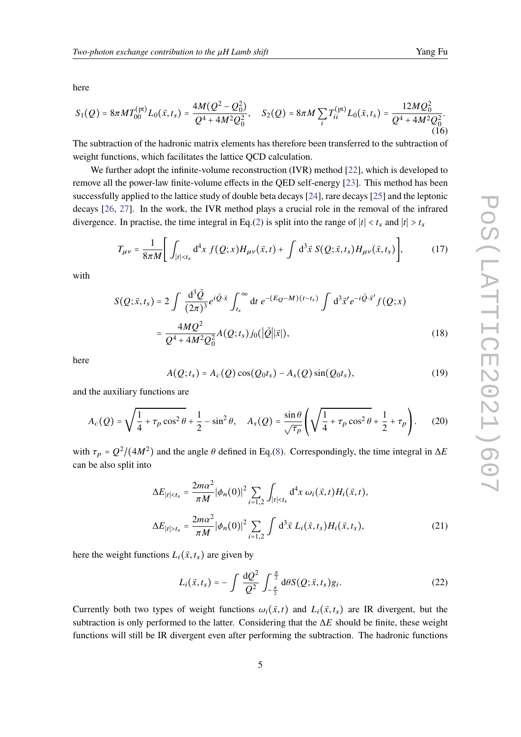here

$$S_1(Q) = 8\pi M T_{00}^{(\mathrm{pt})} L_0(\vec{x}, t_s) = \frac{4M(Q^2 - Q_0^2)}{Q^4 + 4M^2 Q_0^2}, \quad S_2(Q) = 8\pi M \sum_i T_{ii}^{(\mathrm{pt})} L_0(\vec{x}, t_s) = \frac{12 M Q_0^2}{Q^4 + 4M^2 Q_0^2}. \tag{16}$$

The subtraction of the hadronic matrix elements has therefore been transferred to the subtraction of weight functions, which facilitates the lattice QCD calculation.

We further adopt the infinite-volume reconstruction (IVR) method [22], which is developed to remove all the power-law finite-volume effects in the QED self-energy [23]. This method has been successfully applied to the lattice study of double beta decays [24], rare decays [25] and the leptonic decays [26, 27]. In the work, the IVR method plays a crucial role in the removal of the infrared divergence. In practise, the time integral in Eq.(2) is split into the range of $|t| < t_s$ and $|t| > t_s$

$$T_{\mu\nu} = \frac{1}{8\pi M}\left[\int_{|t|<t_s} \mathrm{d}^4 x\, f(Q;x) H_{\mu\nu}(\vec{x}, t) + \int \mathrm{d}^3\vec{x}\, S(Q;\vec{x}, t_s) H_{\mu\nu}(\vec{x}, t_s)\right], \tag{17}$$

with

$$\begin{aligned} S(Q;\vec{x}, t_s) &= 2\int \frac{\mathrm{d}^3\vec{Q}}{(2\pi)^3} e^{i\vec{Q}\cdot\vec{x}} \int_{t_s}^{\infty} \mathrm{d}t\, e^{-(E_Q - M)(t - t_s)} \int \mathrm{d}^3\vec{x}' e^{-i\vec{Q}\cdot\vec{x}'} f(Q;x) \\ &= \frac{4MQ^2}{Q^4 + 4M^2 Q_0^2} A(Q;t_s)\, j_0(|\vec{Q}||\vec{x}|), \end{aligned} \tag{18}$$

here

$$A(Q;t_s) = A_c(Q)\cos(Q_0 t_s) - A_s(Q)\sin(Q_0 t_s), \tag{19}$$

and the auxiliary functions are

$$A_c(Q) = \sqrt{\frac{1}{4} + \tau_p \cos^2\theta} + \frac{1}{2} - \sin^2\theta, \quad A_s(Q) = \frac{\sin\theta}{\sqrt{\tau_p}}\left(\sqrt{\frac{1}{4} + \tau_p\cos^2\theta} + \frac{1}{2} + \tau_p\right). \tag{20}$$

with $\tau_p = Q^2/(4M^2)$ and the angle $\theta$ defined in Eq.(8). Correspondingly, the time integral in $\Delta E$ can be also split into

$$\begin{aligned} \Delta E_{|t|<t_s} &= \frac{2m\alpha^2}{\pi M}|\phi_n(0)|^2 \sum_{i=1,2} \int_{|t|<t_s} \mathrm{d}^4 x\, \omega_i(\vec{x}, t) H_i(\vec{x}, t), \\ \Delta E_{|t|>t_s} &= \frac{2m\alpha^2}{\pi M}|\phi_n(0)|^2 \sum_{i=1,2} \int \mathrm{d}^3\vec{x}\, L_i(\vec{x}, t_s) H_i(\vec{x}, t_s), \end{aligned} \tag{21}$$

here the weight functions $L_i(\vec{x}, t_s)$ are given by

$$L_i(\vec{x}, t_s) = -\int \frac{\mathrm{d}Q^2}{Q^2} \int_{-\frac{\pi}{2}}^{\frac{\pi}{2}} \mathrm{d}\theta S(Q;\vec{x}, t_s) g_i. \tag{22}$$

Currently both two types of weight functions $\omega_i(\vec{x}, t)$ and $L_i(\vec{x}, t_s)$ are IR divergent, but the subtraction is only performed to the latter. Considering that the $\Delta E$ should be finite, these weight functions will still be IR divergent even after performing the subtraction. The hadronic functions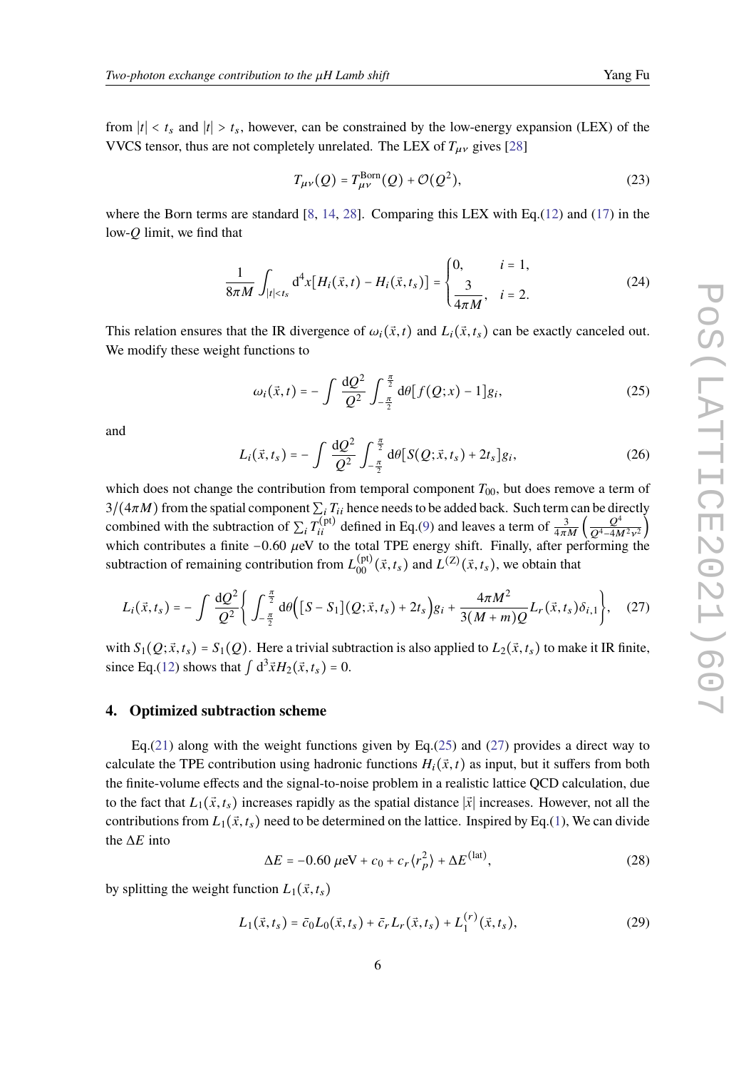from $|t| < t_s$ and $|t| > t_s$, however, can be constrained by the low-energy expansion (LEX) of the VVCS tensor, thus are not completely unrelated. The LEX of $T_{\mu\nu}$ gives [28]

$$T_{\mu\nu}(Q) = T_{\mu\nu}^{\rm Born}(Q) + \mathcal{O}(Q^2), \tag{23}$$

where the Born terms are standard [8, 14, 28]. Comparing this LEX with Eq.(12) and (17) in the low-$Q$ limit, we find that

$$\frac{1}{8\pi M}\int_{|t|<t_s} \mathrm{d}^4x\left[H_i(\vec{x},t) - H_i(\vec{x},t_s)\right] = \begin{cases} 0, & i=1, \\ \dfrac{3}{4\pi M}, & i=2. \end{cases} \tag{24}$$

This relation ensures that the IR divergence of $\omega_i(\vec{x},t)$ and $L_i(\vec{x},t_s)$ can be exactly canceled out. We modify these weight functions to

$$\omega_i(\vec{x},t) = -\int \frac{\mathrm{d}Q^2}{Q^2}\int_{-\frac{\pi}{2}}^{\frac{\pi}{2}} \mathrm{d}\theta\left[f(Q;x) - 1\right]g_i, \tag{25}$$

and

$$L_i(\vec{x},t_s) = -\int \frac{\mathrm{d}Q^2}{Q^2}\int_{-\frac{\pi}{2}}^{\frac{\pi}{2}} \mathrm{d}\theta\left[S(Q;\vec{x},t_s) + 2t_s\right]g_i, \tag{26}$$

which does not change the contribution from temporal component $T_{00}$, but does remove a term of $3/(4\pi M)$ from the spatial component $\sum_i T_{ii}$ hence needs to be added back. Such term can be directly combined with the subtraction of $\sum_i T_{ii}^{(\rm pt)}$ defined in Eq.(9) and leaves a term of $\frac{3}{4\pi M}\left(\frac{Q^4}{Q^4-4M^2\nu^2}\right)$ which contributes a finite $-0.60$ $\mu$eV to the total TPE energy shift. Finally, after performing the subtraction of remaining contribution from $L_{00}^{(\rm pt)}(\vec{x},t_s)$ and $L^{(Z)}(\vec{x},t_s)$, we obtain that

$$L_i(\vec{x},t_s) = -\int \frac{\mathrm{d}Q^2}{Q^2}\left\{\int_{-\frac{\pi}{2}}^{\frac{\pi}{2}} \mathrm{d}\theta\Big(\left[S - S_1\right](Q;\vec{x},t_s) + 2t_s\Big)g_i + \frac{4\pi M^2}{3(M+m)Q}L_r(\vec{x},t_s)\delta_{i,1}\right\}, \tag{27}$$

with $S_1(Q;\vec{x},t_s) = S_1(Q)$. Here a trivial subtraction is also applied to $L_2(\vec{x},t_s)$ to make it IR finite, since Eq.(12) shows that $\int \mathrm{d}^3\vec{x}H_2(\vec{x},t_s) = 0$.

## 4. Optimized subtraction scheme

Eq.(21) along with the weight functions given by Eq.(25) and (27) provides a direct way to calculate the TPE contribution using hadronic functions $H_i(\vec{x},t)$ as input, but it suffers from both the finite-volume effects and the signal-to-noise problem in a realistic lattice QCD calculation, due to the fact that $L_1(\vec{x},t_s)$ increases rapidly as the spatial distance $|\vec{x}|$ increases. However, not all the contributions from $L_1(\vec{x},t_s)$ need to be determined on the lattice. Inspired by Eq.(1), We can divide the $\Delta E$ into

$$\Delta E = -0.60\ \mu\text{eV} + c_0 + c_r\langle r_p^2\rangle + \Delta E^{(\rm lat)}, \tag{28}$$

by splitting the weight function $L_1(\vec{x},t_s)$

$$L_1(\vec{x},t_s) = \bar{c}_0 L_0(\vec{x},t_s) + \bar{c}_r L_r(\vec{x},t_s) + L_1^{(r)}(\vec{x},t_s), \tag{29}$$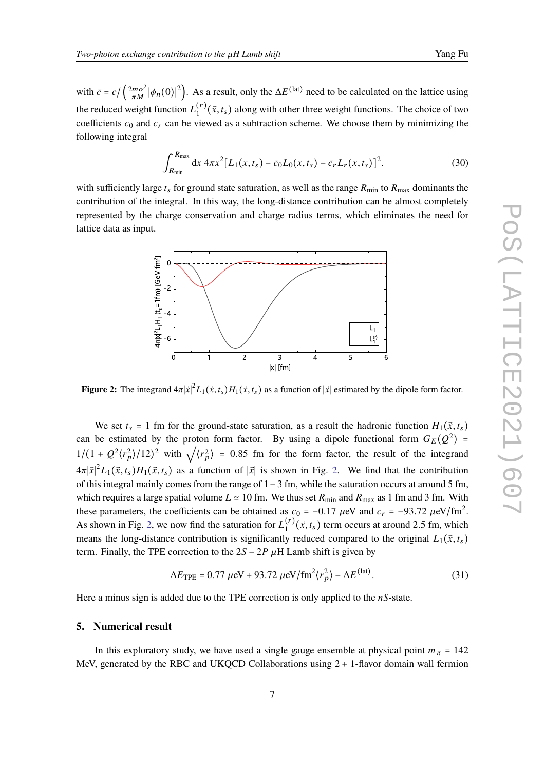with $\bar{c} = c / \left( \frac{2m\alpha^2}{\pi M} |\phi_n(0)|^2 \right)$. As a result, only the $\Delta E^{(\mathrm{lat})}$ need to be calculated on the lattice using the reduced weight function $L_1^{(r)}(\vec{x}, t_s)$ along with other three weight functions. The choice of two coefficients $c_0$ and $c_r$ can be viewed as a subtraction scheme. We choose them by minimizing the following integral

$$\int_{R_{\mathrm{min}}}^{R_{\mathrm{max}}} \mathrm{d}x \; 4\pi x^2 [L_1(x, t_s) - \bar{c}_0 L_0(x, t_s) - \bar{c}_r L_r(x, t_s)]^2. \tag{30}$$

with sufficiently large $t_s$ for ground state saturation, as well as the range $R_{\mathrm{min}}$ to $R_{\mathrm{max}}$ dominants the contribution of the integral. In this way, the long-distance contribution can be almost completely represented by the charge conservation and charge radius terms, which eliminates the need for lattice data as input.

**Figure 2:** The integrand $4\pi|\vec{x}|^2 L_1(\vec{x}, t_s) H_1(\vec{x}, t_s)$ as a function of $|\vec{x}|$ estimated by the dipole form factor.

We set $t_s = 1$ fm for the ground-state saturation, as a result the hadronic function $H_1(\vec{x}, t_s)$ can be estimated by the proton form factor. By using a dipole functional form $G_E(Q^2) = 1/(1 + Q^2\langle r_p^2 \rangle / 12)^2$ with $\sqrt{\langle r_p^2 \rangle} = 0.85$ fm for the form factor, the result of the integrand $4\pi|\vec{x}|^2 L_1(\vec{x}, t_s) H_1(\vec{x}, t_s)$ as a function of $|\vec{x}|$ is shown in Fig. 2. We find that the contribution of this integral mainly comes from the range of $1 - 3$ fm, while the saturation occurs at around 5 fm, which requires a large spatial volume $L \simeq 10$ fm. We thus set $R_{\mathrm{min}}$ and $R_{\mathrm{max}}$ as 1 fm and 3 fm. With these parameters, the coefficients can be obtained as $c_0 = -0.17$ $\mu$eV and $c_r = -93.72$ $\mu$eV/fm$^2$. As shown in Fig. 2, we now find the saturation for $L_1^{(r)}(\vec{x}, t_s)$ term occurs at around 2.5 fm, which means the long-distance contribution is significantly reduced compared to the original $L_1(\vec{x}, t_s)$ term. Finally, the TPE correction to the $2S - 2P$ $\mu$H Lamb shift is given by

$$\Delta E_{\mathrm{TPE}} = 0.77\ \mu\mathrm{eV} + 93.72\ \mu\mathrm{eV/fm}^2 \langle r_p^2 \rangle - \Delta E^{(\mathrm{lat})}. \tag{31}$$

Here a minus sign is added due to the TPE correction is only applied to the $nS$-state.

## 5. Numerical result

In this exploratory study, we have used a single gauge ensemble at physical point $m_\pi = 142$ MeV, generated by the RBC and UKQCD Collaborations using $2 + 1$-flavor domain wall fermion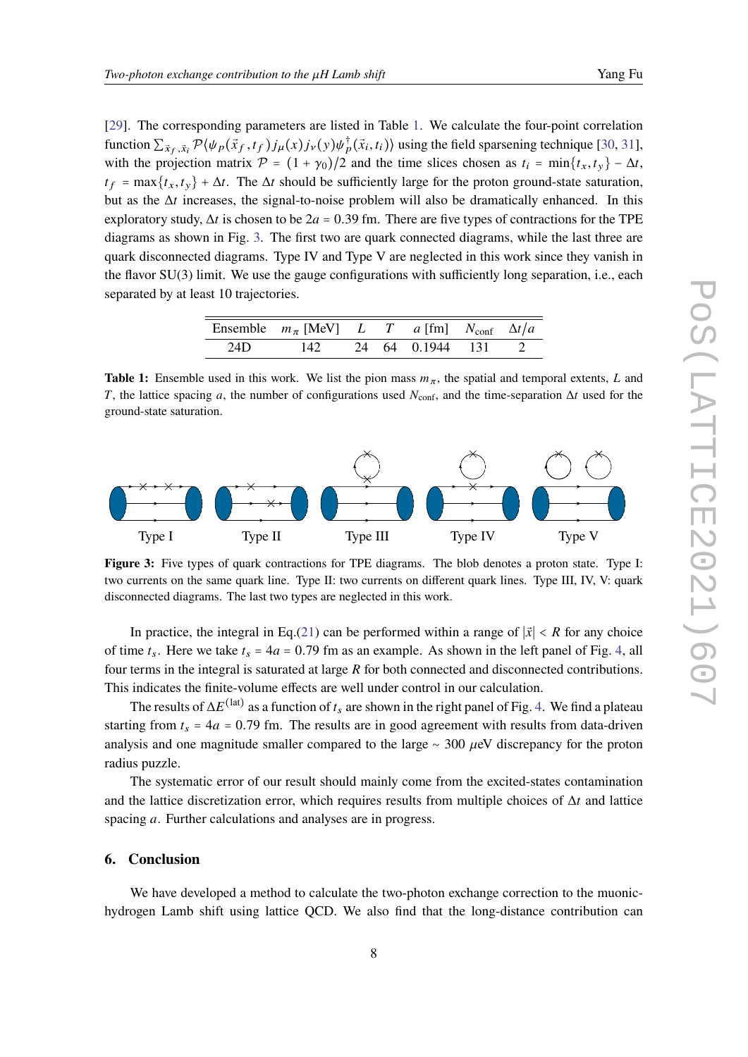[29]. The corresponding parameters are listed in Table 1. We calculate the four-point correlation function $\sum_{\vec{x}_f,\vec{x}_i} \mathcal{P}\langle \psi_p(\vec{x}_f, t_f) j_\mu(x) j_\nu(y) \psi_p^\dagger(\vec{x}_i, t_i)\rangle$ using the field sparsening technique [30, 31], with the projection matrix $\mathcal{P} = (1 + \gamma_0)/2$ and the time slices chosen as $t_i = \min\{t_x, t_y\} - \Delta t$, $t_f = \max\{t_x, t_y\} + \Delta t$. The $\Delta t$ should be sufficiently large for the proton ground-state saturation, but as the $\Delta t$ increases, the signal-to-noise problem will also be dramatically enhanced. In this exploratory study, $\Delta t$ is chosen to be $2a = 0.39$ fm. There are five types of contractions for the TPE diagrams as shown in Fig. 3. The first two are quark connected diagrams, while the last three are quark disconnected diagrams. Type IV and Type V are neglected in this work since they vanish in the flavor SU(3) limit. We use the gauge configurations with sufficiently long separation, i.e., each separated by at least 10 trajectories.

| Ensemble | $m_\pi$ [MeV] | $L$ | $T$ | $a$ [fm] | $N_{\text{conf}}$ | $\Delta t/a$ |
|---|---|---|---|---|---|---|
| 24D | 142 | 24 | 64 | 0.1944 | 131 | 2 |

**Table 1:** Ensemble used in this work. We list the pion mass $m_\pi$, the spatial and temporal extents, $L$ and $T$, the lattice spacing $a$, the number of configurations used $N_{\text{conf}}$, and the time-separation $\Delta t$ used for the ground-state saturation.

**Figure 3:** Five types of quark contractions for TPE diagrams. The blob denotes a proton state. Type I: two currents on the same quark line. Type II: two currents on different quark lines. Type III, IV, V: quark disconnected diagrams. The last two types are neglected in this work.

In practice, the integral in Eq.(21) can be performed within a range of $|\vec{x}| < R$ for any choice of time $t_s$. Here we take $t_s = 4a = 0.79$ fm as an example. As shown in the left panel of Fig. 4, all four terms in the integral is saturated at large $R$ for both connected and disconnected contributions. This indicates the finite-volume effects are well under control in our calculation.

The results of $\Delta E^{(\text{lat})}$ as a function of $t_s$ are shown in the right panel of Fig. 4. We find a plateau starting from $t_s = 4a = 0.79$ fm. The results are in good agreement with results from data-driven analysis and one magnitude smaller compared to the large $\sim 300$ $\mu$eV discrepancy for the proton radius puzzle.

The systematic error of our result should mainly come from the excited-states contamination and the lattice discretization error, which requires results from multiple choices of $\Delta t$ and lattice spacing $a$. Further calculations and analyses are in progress.

## 6. Conclusion

We have developed a method to calculate the two-photon exchange correction to the muonic-hydrogen Lamb shift using lattice QCD. We also find that the long-distance contribution can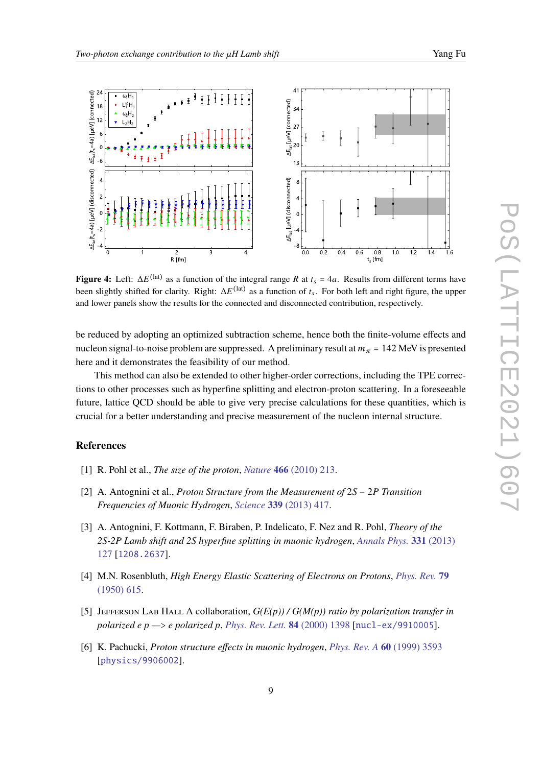**Figure 4:** Left: $\Delta E^{(\mathrm{lat})}$ as a function of the integral range $R$ at $t_s = 4a$. Results from different terms have been slightly shifted for clarity. Right: $\Delta E^{(\mathrm{lat})}$ as a function of $t_s$. For both left and right figure, the upper and lower panels show the results for the connected and disconnected contribution, respectively.

be reduced by adopting an optimized subtraction scheme, hence both the finite-volume effects and nucleon signal-to-noise problem are suppressed. A preliminary result at $m_\pi = 142$ MeV is presented here and it demonstrates the feasibility of our method.

This method can also be extended to other higher-order corrections, including the TPE corrections to other processes such as hyperfine splitting and electron-proton scattering. In a foreseeable future, lattice QCD should be able to give very precise calculations for these quantities, which is crucial for a better understanding and precise measurement of the nucleon internal structure.

## References

[1] R. Pohl et al., *The size of the proton*, *Nature* **466** (2010) 213.

[2] A. Antognini et al., *Proton Structure from the Measurement of 2S − 2P Transition Frequencies of Muonic Hydrogen*, *Science* **339** (2013) 417.

[3] A. Antognini, F. Kottmann, F. Biraben, P. Indelicato, F. Nez and R. Pohl, *Theory of the 2S-2P Lamb shift and 2S hyperfine splitting in muonic hydrogen*, *Annals Phys.* **331** (2013) 127 [1208.2637].

[4] M.N. Rosenbluth, *High Energy Elastic Scattering of Electrons on Protons*, *Phys. Rev.* **79** (1950) 615.

[5] Jefferson Lab Hall A collaboration, *G(E(p)) / G(M(p)) ratio by polarization transfer in polarized e p —> e polarized p*, *Phys. Rev. Lett.* **84** (2000) 1398 [nucl-ex/9910005].

[6] K. Pachucki, *Proton structure effects in muonic hydrogen*, *Phys. Rev. A* **60** (1999) 3593 [physics/9906002].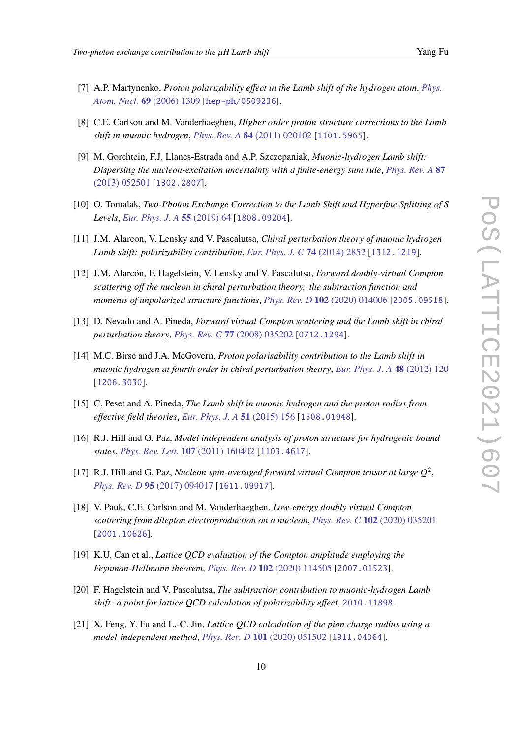[7] A.P. Martynenko, *Proton polarizability effect in the Lamb shift of the hydrogen atom*, Phys. Atom. Nucl. **69** (2006) 1309 [hep-ph/0509236].

[8] C.E. Carlson and M. Vanderhaeghen, *Higher order proton structure corrections to the Lamb shift in muonic hydrogen*, Phys. Rev. A **84** (2011) 020102 [1101.5965].

[9] M. Gorchtein, F.J. Llanes-Estrada and A.P. Szczepaniak, *Muonic-hydrogen Lamb shift: Dispersing the nucleon-excitation uncertainty with a finite-energy sum rule*, Phys. Rev. A **87** (2013) 052501 [1302.2807].

[10] O. Tomalak, *Two-Photon Exchange Correction to the Lamb Shift and Hyperfine Splitting of S Levels*, Eur. Phys. J. A **55** (2019) 64 [1808.09204].

[11] J.M. Alarcon, V. Lensky and V. Pascalutsa, *Chiral perturbation theory of muonic hydrogen Lamb shift: polarizability contribution*, Eur. Phys. J. C **74** (2014) 2852 [1312.1219].

[12] J.M. Alarcón, F. Hagelstein, V. Lensky and V. Pascalutsa, *Forward doubly-virtual Compton scattering off the nucleon in chiral perturbation theory: the subtraction function and moments of unpolarized structure functions*, Phys. Rev. D **102** (2020) 014006 [2005.09518].

[13] D. Nevado and A. Pineda, *Forward virtual Compton scattering and the Lamb shift in chiral perturbation theory*, Phys. Rev. C **77** (2008) 035202 [0712.1294].

[14] M.C. Birse and J.A. McGovern, *Proton polarisability contribution to the Lamb shift in muonic hydrogen at fourth order in chiral perturbation theory*, Eur. Phys. J. A **48** (2012) 120 [1206.3030].

[15] C. Peset and A. Pineda, *The Lamb shift in muonic hydrogen and the proton radius from effective field theories*, Eur. Phys. J. A **51** (2015) 156 [1508.01948].

[16] R.J. Hill and G. Paz, *Model independent analysis of proton structure for hydrogenic bound states*, Phys. Rev. Lett. **107** (2011) 160402 [1103.4617].

[17] R.J. Hill and G. Paz, *Nucleon spin-averaged forward virtual Compton tensor at large $Q^2$*, Phys. Rev. D **95** (2017) 094017 [1611.09917].

[18] V. Pauk, C.E. Carlson and M. Vanderhaeghen, *Low-energy doubly virtual Compton scattering from dilepton electroproduction on a nucleon*, Phys. Rev. C **102** (2020) 035201 [2001.10626].

[19] K.U. Can et al., *Lattice QCD evaluation of the Compton amplitude employing the Feynman-Hellmann theorem*, Phys. Rev. D **102** (2020) 114505 [2007.01523].

[20] F. Hagelstein and V. Pascalutsa, *The subtraction contribution to muonic-hydrogen Lamb shift: a point for lattice QCD calculation of polarizability effect*, 2010.11898.

[21] X. Feng, Y. Fu and L.-C. Jin, *Lattice QCD calculation of the pion charge radius using a model-independent method*, Phys. Rev. D **101** (2020) 051502 [1911.04064].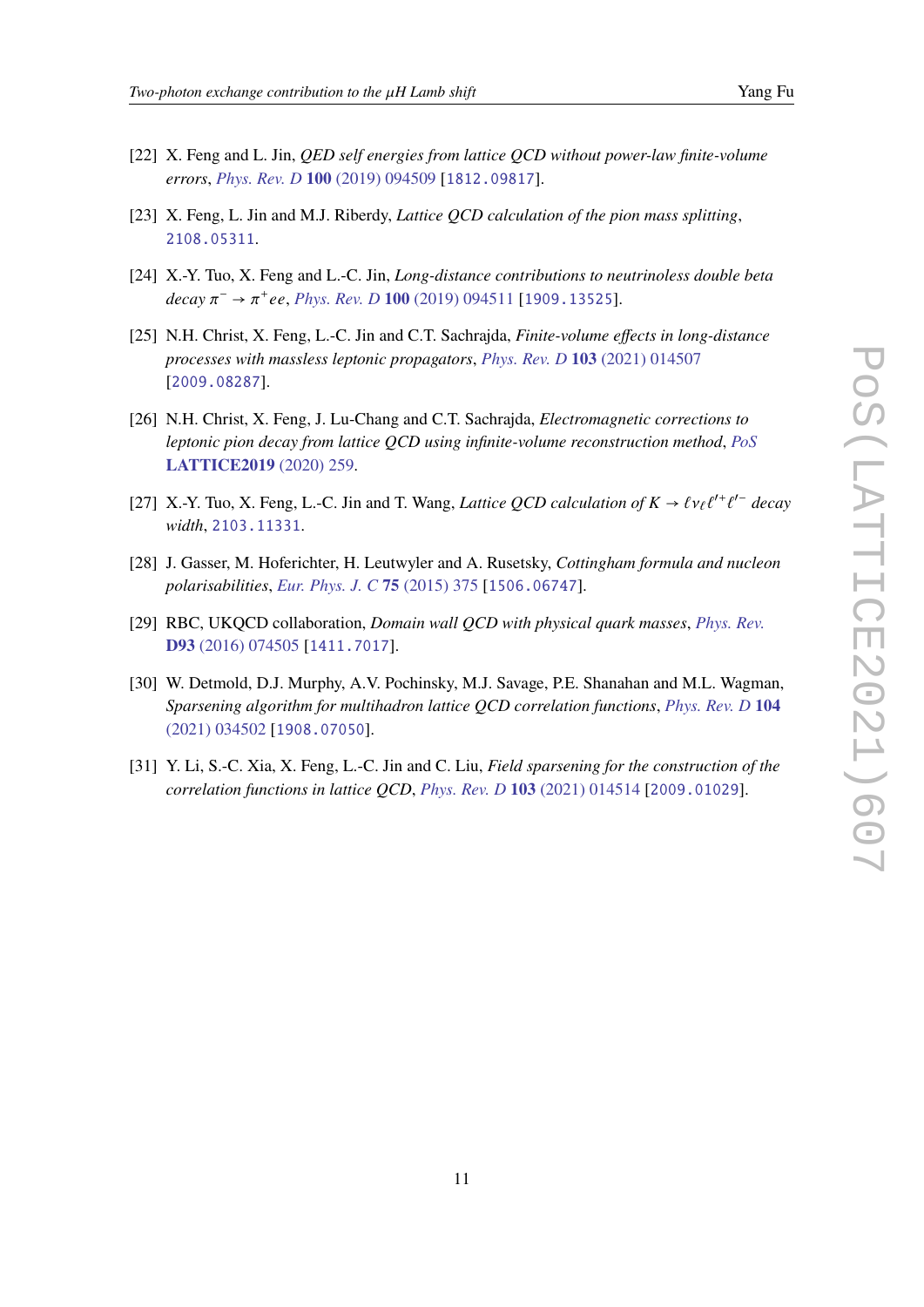[22] X. Feng and L. Jin, *QED self energies from lattice QCD without power-law finite-volume errors*, *Phys. Rev. D* **100** (2019) 094509 [1812.09817].

[23] X. Feng, L. Jin and M.J. Riberdy, *Lattice QCD calculation of the pion mass splitting*, 2108.05311.

[24] X.-Y. Tuo, X. Feng and L.-C. Jin, *Long-distance contributions to neutrinoless double beta decay $\pi^- \to \pi^+ ee$*, *Phys. Rev. D* **100** (2019) 094511 [1909.13525].

[25] N.H. Christ, X. Feng, L.-C. Jin and C.T. Sachrajda, *Finite-volume effects in long-distance processes with massless leptonic propagators*, *Phys. Rev. D* **103** (2021) 014507 [2009.08287].

[26] N.H. Christ, X. Feng, J. Lu-Chang and C.T. Sachrajda, *Electromagnetic corrections to leptonic pion decay from lattice QCD using infinite-volume reconstruction method*, *PoS* **LATTICE2019** (2020) 259.

[27] X.-Y. Tuo, X. Feng, L.-C. Jin and T. Wang, *Lattice QCD calculation of $K \to \ell \nu_\ell \ell'^+ \ell'^-$ decay width*, 2103.11331.

[28] J. Gasser, M. Hoferichter, H. Leutwyler and A. Rusetsky, *Cottingham formula and nucleon polarisabilities*, *Eur. Phys. J. C* **75** (2015) 375 [1506.06747].

[29] RBC, UKQCD collaboration, *Domain wall QCD with physical quark masses*, *Phys. Rev.* **D93** (2016) 074505 [1411.7017].

[30] W. Detmold, D.J. Murphy, A.V. Pochinsky, M.J. Savage, P.E. Shanahan and M.L. Wagman, *Sparsening algorithm for multihadron lattice QCD correlation functions*, *Phys. Rev. D* **104** (2021) 034502 [1908.07050].

[31] Y. Li, S.-C. Xia, X. Feng, L.-C. Jin and C. Liu, *Field sparsening for the construction of the correlation functions in lattice QCD*, *Phys. Rev. D* **103** (2021) 014514 [2009.01029].